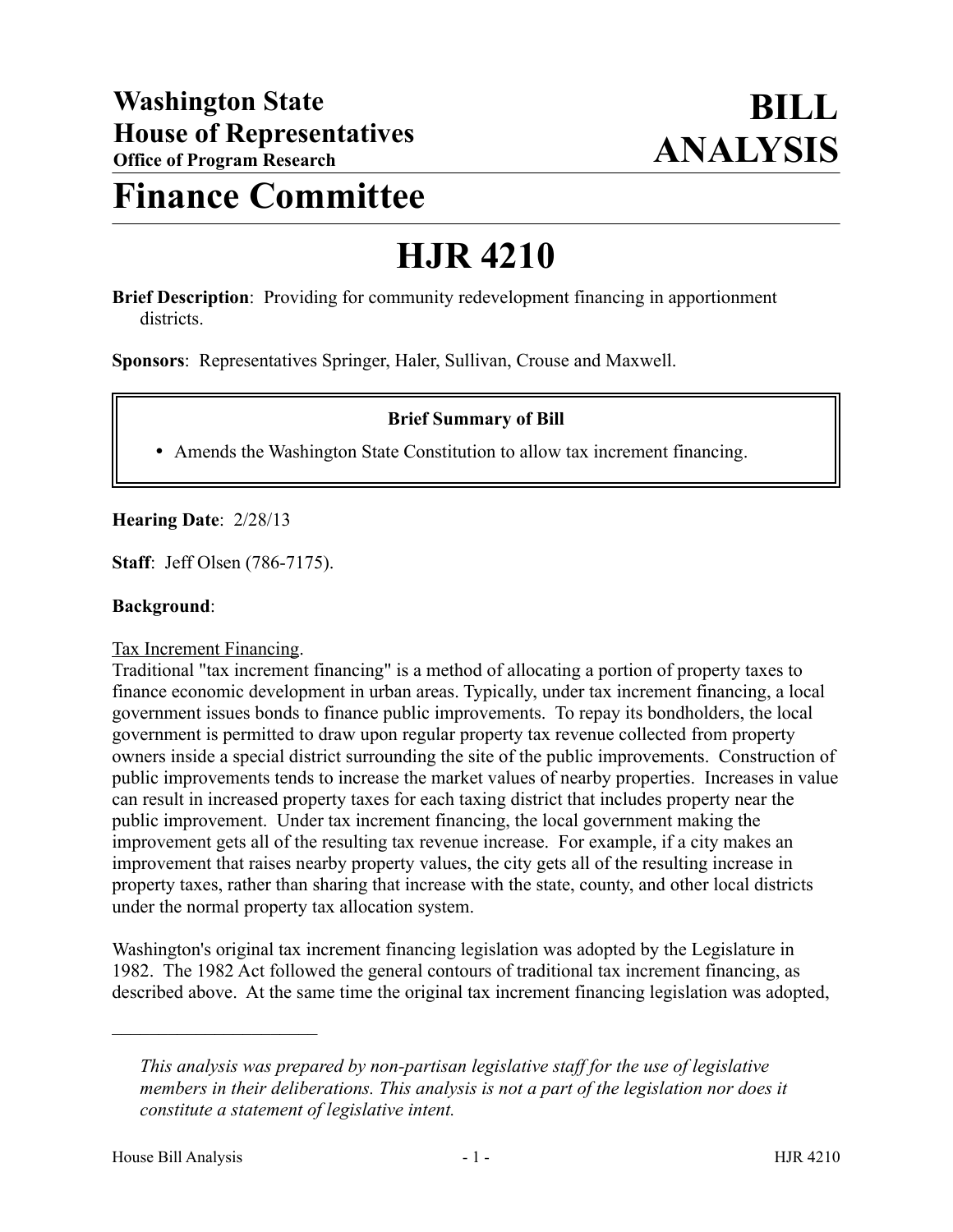# Washington State House of Representatives
**Office of Program Research**

# BILL ANALYSIS

# Finance Committee

# HJR 4210

**Brief Description**: Providing for community redevelopment financing in apportionment districts.

**Sponsors**: Representatives Springer, Haler, Sullivan, Crouse and Maxwell.

**Brief Summary of Bill**

- Amends the Washington State Constitution to allow tax increment financing.

**Hearing Date**: 2/28/13

**Staff**: Jeff Olsen (786-7175).

**Background**:

Tax Increment Financing.
Traditional "tax increment financing" is a method of allocating a portion of property taxes to finance economic development in urban areas. Typically, under tax increment financing, a local government issues bonds to finance public improvements. To repay its bondholders, the local government is permitted to draw upon regular property tax revenue collected from property owners inside a special district surrounding the site of the public improvements. Construction of public improvements tends to increase the market values of nearby properties. Increases in value can result in increased property taxes for each taxing district that includes property near the public improvement. Under tax increment financing, the local government making the improvement gets all of the resulting tax revenue increase. For example, if a city makes an improvement that raises nearby property values, the city gets all of the resulting increase in property taxes, rather than sharing that increase with the state, county, and other local districts under the normal property tax allocation system.

Washington's original tax increment financing legislation was adopted by the Legislature in 1982. The 1982 Act followed the general contours of traditional tax increment financing, as described above. At the same time the original tax increment financing legislation was adopted,

---

*This analysis was prepared by non-partisan legislative staff for the use of legislative members in their deliberations. This analysis is not a part of the legislation nor does it constitute a statement of legislative intent.*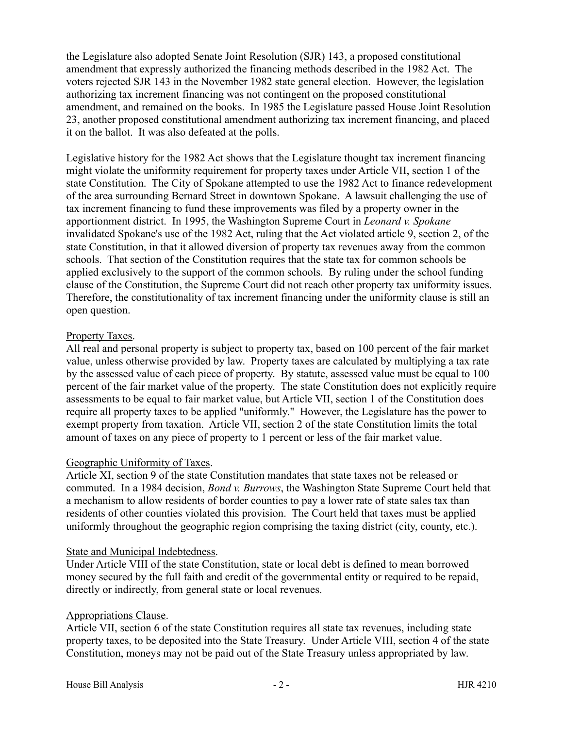the Legislature also adopted Senate Joint Resolution (SJR) 143, a proposed constitutional amendment that expressly authorized the financing methods described in the 1982 Act. The voters rejected SJR 143 in the November 1982 state general election. However, the legislation authorizing tax increment financing was not contingent on the proposed constitutional amendment, and remained on the books. In 1985 the Legislature passed House Joint Resolution 23, another proposed constitutional amendment authorizing tax increment financing, and placed it on the ballot. It was also defeated at the polls.

Legislative history for the 1982 Act shows that the Legislature thought tax increment financing might violate the uniformity requirement for property taxes under Article VII, section 1 of the state Constitution. The City of Spokane attempted to use the 1982 Act to finance redevelopment of the area surrounding Bernard Street in downtown Spokane. A lawsuit challenging the use of tax increment financing to fund these improvements was filed by a property owner in the apportionment district. In 1995, the Washington Supreme Court in *Leonard v. Spokane* invalidated Spokane's use of the 1982 Act, ruling that the Act violated article 9, section 2, of the state Constitution, in that it allowed diversion of property tax revenues away from the common schools. That section of the Constitution requires that the state tax for common schools be applied exclusively to the support of the common schools. By ruling under the school funding clause of the Constitution, the Supreme Court did not reach other property tax uniformity issues. Therefore, the constitutionality of tax increment financing under the uniformity clause is still an open question.

Property Taxes.
All real and personal property is subject to property tax, based on 100 percent of the fair market value, unless otherwise provided by law. Property taxes are calculated by multiplying a tax rate by the assessed value of each piece of property. By statute, assessed value must be equal to 100 percent of the fair market value of the property. The state Constitution does not explicitly require assessments to be equal to fair market value, but Article VII, section 1 of the Constitution does require all property taxes to be applied "uniformly." However, the Legislature has the power to exempt property from taxation. Article VII, section 2 of the state Constitution limits the total amount of taxes on any piece of property to 1 percent or less of the fair market value.

Geographic Uniformity of Taxes.
Article XI, section 9 of the state Constitution mandates that state taxes not be released or commuted. In a 1984 decision, *Bond v. Burrows*, the Washington State Supreme Court held that a mechanism to allow residents of border counties to pay a lower rate of state sales tax than residents of other counties violated this provision. The Court held that taxes must be applied uniformly throughout the geographic region comprising the taxing district (city, county, etc.).

State and Municipal Indebtedness.
Under Article VIII of the state Constitution, state or local debt is defined to mean borrowed money secured by the full faith and credit of the governmental entity or required to be repaid, directly or indirectly, from general state or local revenues.

Appropriations Clause.
Article VII, section 6 of the state Constitution requires all state tax revenues, including state property taxes, to be deposited into the State Treasury. Under Article VIII, section 4 of the state Constitution, moneys may not be paid out of the State Treasury unless appropriated by law.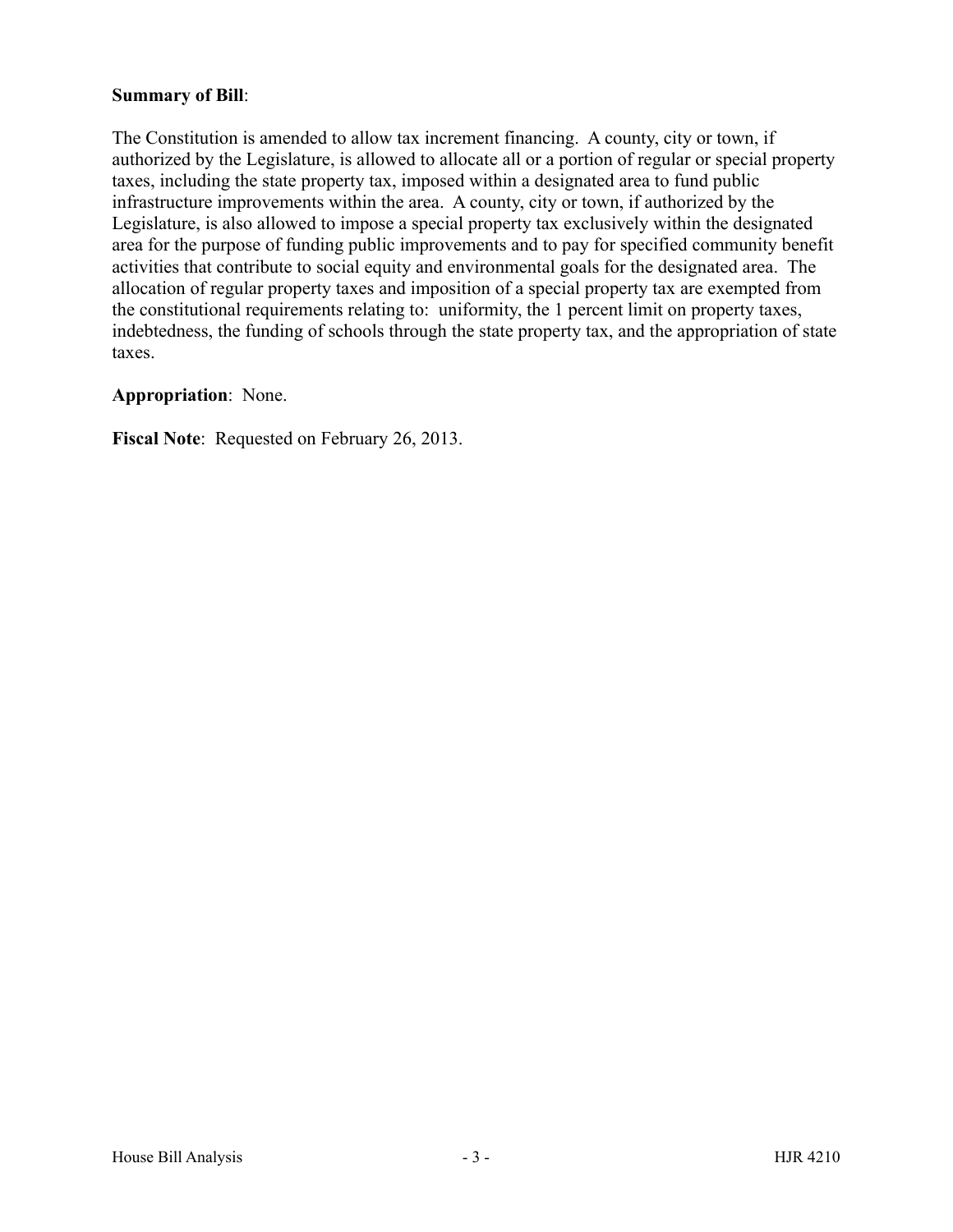**Summary of Bill**:

The Constitution is amended to allow tax increment financing. A county, city or town, if authorized by the Legislature, is allowed to allocate all or a portion of regular or special property taxes, including the state property tax, imposed within a designated area to fund public infrastructure improvements within the area. A county, city or town, if authorized by the Legislature, is also allowed to impose a special property tax exclusively within the designated area for the purpose of funding public improvements and to pay for specified community benefit activities that contribute to social equity and environmental goals for the designated area. The allocation of regular property taxes and imposition of a special property tax are exempted from the constitutional requirements relating to: uniformity, the 1 percent limit on property taxes, indebtedness, the funding of schools through the state property tax, and the appropriation of state taxes.

**Appropriation**: None.

**Fiscal Note**: Requested on February 26, 2013.